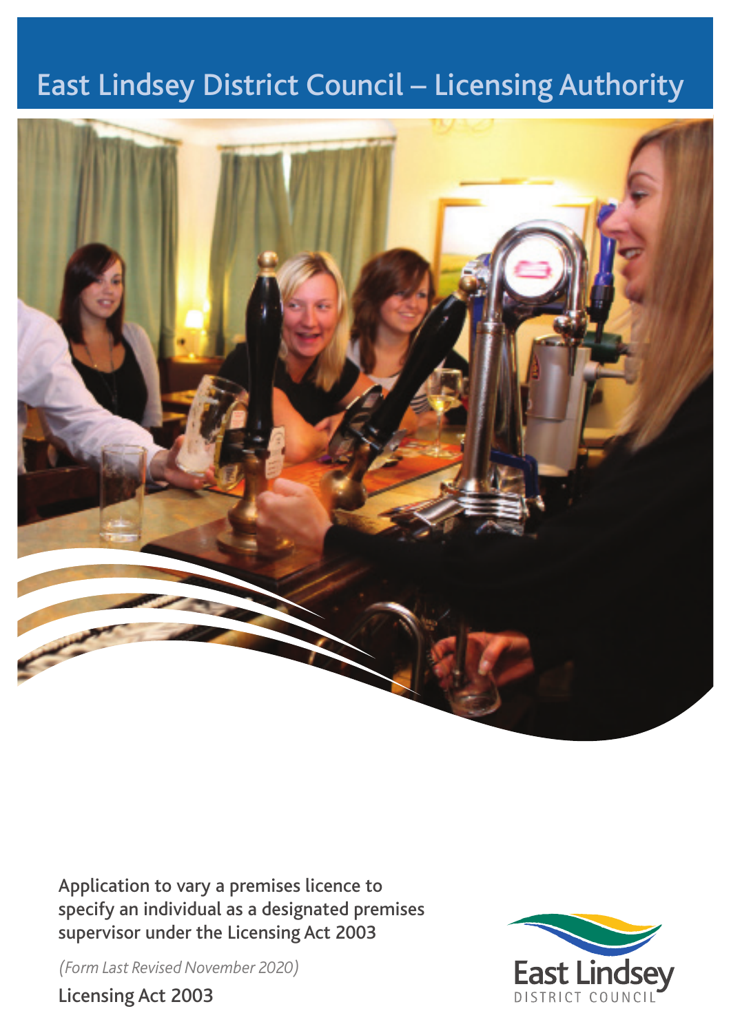# East Lindsey District Council – Licensing Authority

Application to vary a premises licence to specify an individual as a designated premises supervisor under the Licensing Act 2003

*(Form Last Revised November 2020)*

Licensing Act 2003

East Lindsey
DISTRICT COUNCIL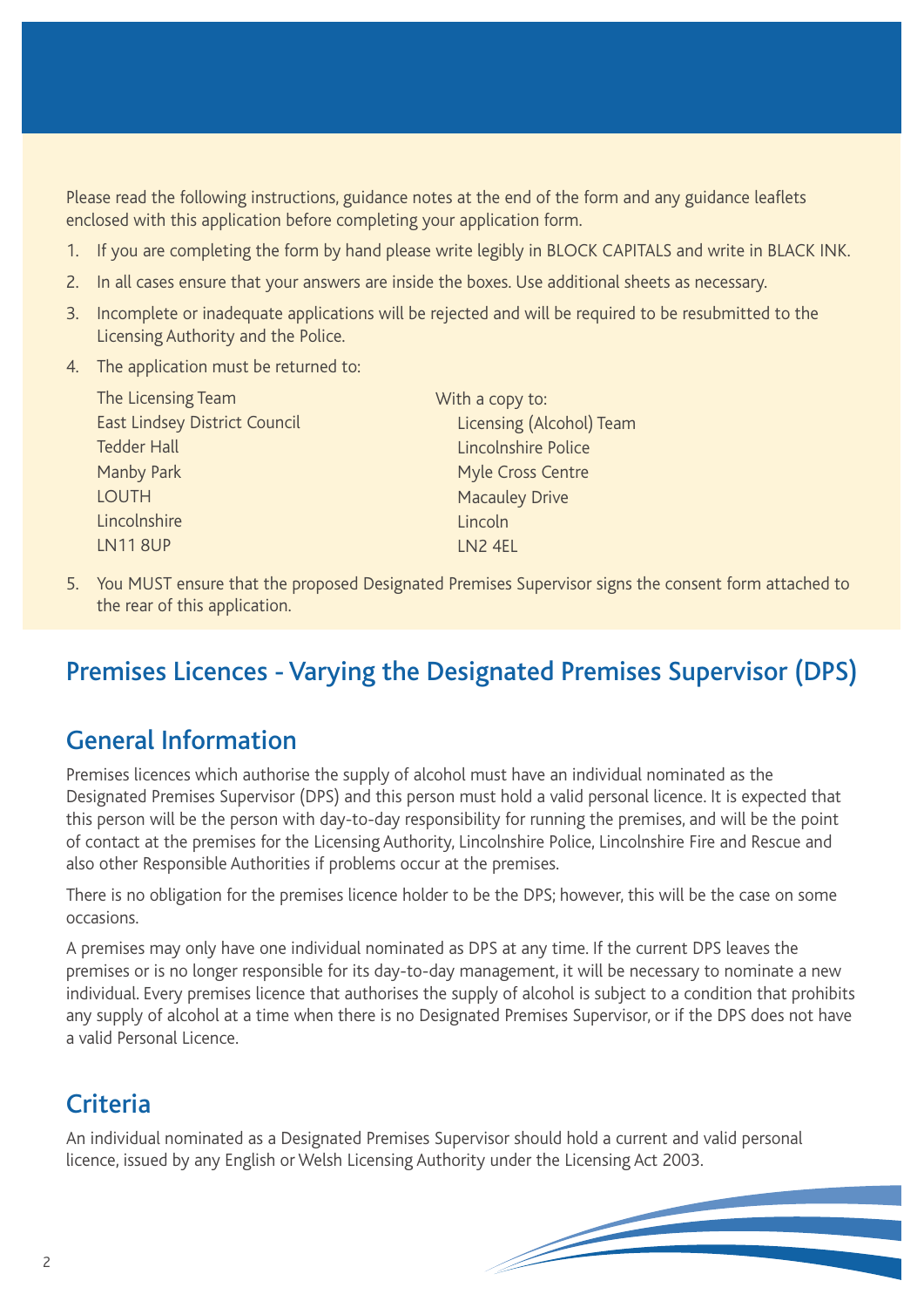Please read the following instructions, guidance notes at the end of the form and any guidance leaflets enclosed with this application before completing your application form.

1. If you are completing the form by hand please write legibly in BLOCK CAPITALS and write in BLACK INK.
2. In all cases ensure that your answers are inside the boxes. Use additional sheets as necessary.
3. Incomplete or inadequate applications will be rejected and will be required to be resubmitted to the Licensing Authority and the Police.
4. The application must be returned to:

   The Licensing Team
   East Lindsey District Council
   Tedder Hall
   Manby Park
   LOUTH
   Lincolnshire
   LN11 8UP

   With a copy to:
   Licensing (Alcohol) Team
   Lincolnshire Police
   Myle Cross Centre
   Macauley Drive
   Lincoln
   LN2 4EL

5. You MUST ensure that the proposed Designated Premises Supervisor signs the consent form attached to the rear of this application.

# Premises Licences - Varying the Designated Premises Supervisor (DPS)

## General Information

Premises licences which authorise the supply of alcohol must have an individual nominated as the Designated Premises Supervisor (DPS) and this person must hold a valid personal licence. It is expected that this person will be the person with day-to-day responsibility for running the premises, and will be the point of contact at the premises for the Licensing Authority, Lincolnshire Police, Lincolnshire Fire and Rescue and also other Responsible Authorities if problems occur at the premises.

There is no obligation for the premises licence holder to be the DPS; however, this will be the case on some occasions.

A premises may only have one individual nominated as DPS at any time. If the current DPS leaves the premises or is no longer responsible for its day-to-day management, it will be necessary to nominate a new individual. Every premises licence that authorises the supply of alcohol is subject to a condition that prohibits any supply of alcohol at a time when there is no Designated Premises Supervisor, or if the DPS does not have a valid Personal Licence.

## Criteria

An individual nominated as a Designated Premises Supervisor should hold a current and valid personal licence, issued by any English or Welsh Licensing Authority under the Licensing Act 2003.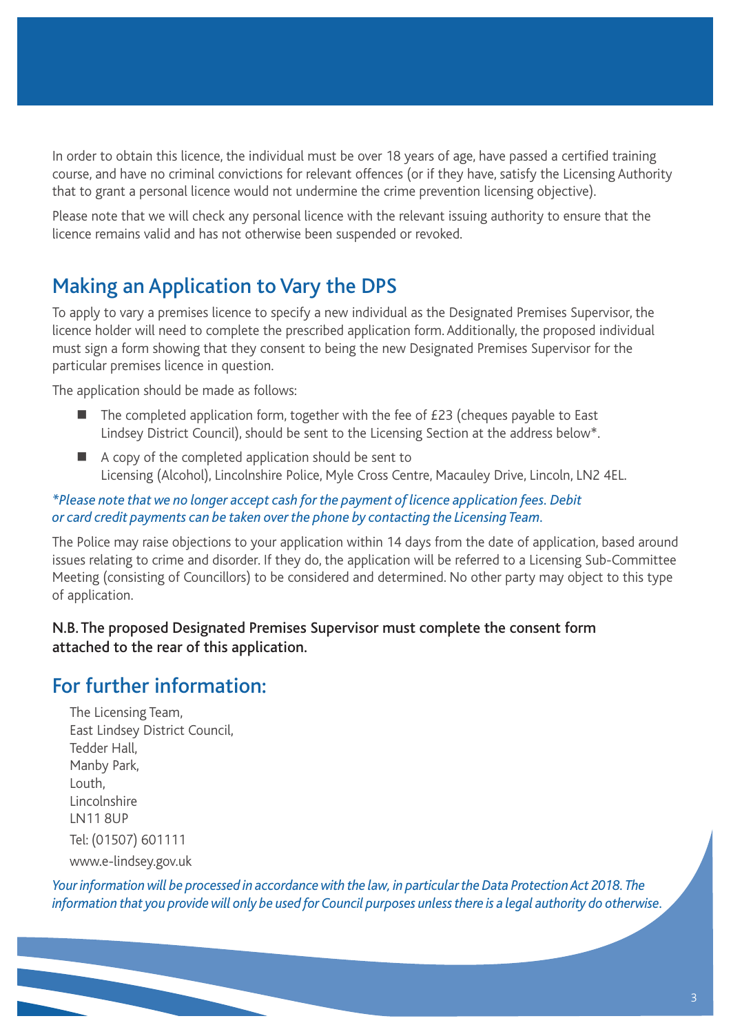In order to obtain this licence, the individual must be over 18 years of age, have passed a certified training course, and have no criminal convictions for relevant offences (or if they have, satisfy the Licensing Authority that to grant a personal licence would not undermine the crime prevention licensing objective).

Please note that we will check any personal licence with the relevant issuing authority to ensure that the licence remains valid and has not otherwise been suspended or revoked.

## Making an Application to Vary the DPS

To apply to vary a premises licence to specify a new individual as the Designated Premises Supervisor, the licence holder will need to complete the prescribed application form. Additionally, the proposed individual must sign a form showing that they consent to being the new Designated Premises Supervisor for the particular premises licence in question.

The application should be made as follows:

- The completed application form, together with the fee of £23 (cheques payable to East Lindsey District Council), should be sent to the Licensing Section at the address below*.
- A copy of the completed application should be sent to Licensing (Alcohol), Lincolnshire Police, Myle Cross Centre, Macauley Drive, Lincoln, LN2 4EL.

*\*Please note that we no longer accept cash for the payment of licence application fees. Debit or card credit payments can be taken over the phone by contacting the Licensing Team.*

The Police may raise objections to your application within 14 days from the date of application, based around issues relating to crime and disorder. If they do, the application will be referred to a Licensing Sub-Committee Meeting (consisting of Councillors) to be considered and determined. No other party may object to this type of application.

**N.B. The proposed Designated Premises Supervisor must complete the consent form attached to the rear of this application.**

## For further information:

The Licensing Team,
East Lindsey District Council,
Tedder Hall,
Manby Park,
Louth,
Lincolnshire
LN11 8UP

Tel: (01507) 601111

www.e-lindsey.gov.uk

*Your information will be processed in accordance with the law, in particular the Data Protection Act 2018. The information that you provide will only be used for Council purposes unless there is a legal authority do otherwise.*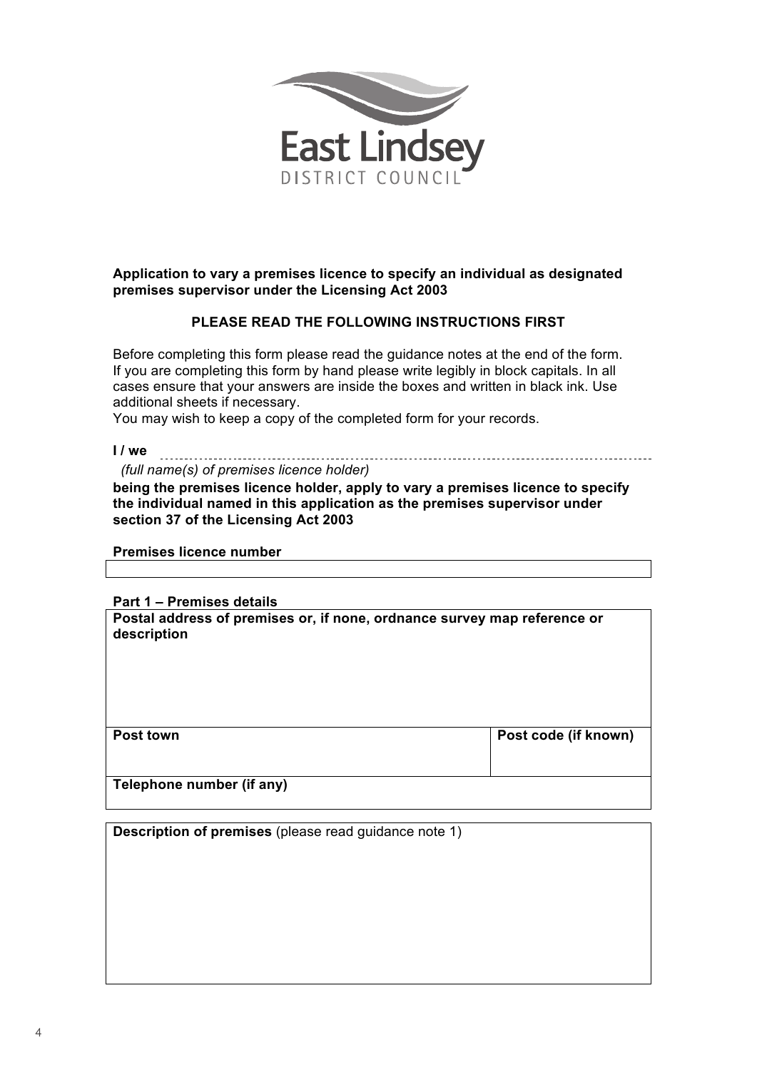East Lindsey
DISTRICT COUNCIL

**Application to vary a premises licence to specify an individual as designated premises supervisor under the Licensing Act 2003**

**PLEASE READ THE FOLLOWING INSTRUCTIONS FIRST**

Before completing this form please read the guidance notes at the end of the form. If you are completing this form by hand please write legibly in block capitals. In all cases ensure that your answers are inside the boxes and written in black ink. Use additional sheets if necessary.
You may wish to keep a copy of the completed form for your records.

**I / we** ..................................................................................................................

*(full name(s) of premises licence holder)*

**being the premises licence holder, apply to vary a premises licence to specify the individual named in this application as the premises supervisor under section 37 of the Licensing Act 2003**

**Premises licence number**

| |
|---|
| |

**Part 1 – Premises details**

| | |
|---|---|
| **Postal address of premises or, if none, ordnance survey map reference or description** | |
| **Post town** | **Post code (if known)** |
| **Telephone number (if any)** | |

| |
|---|
| **Description of premises** (please read guidance note 1) |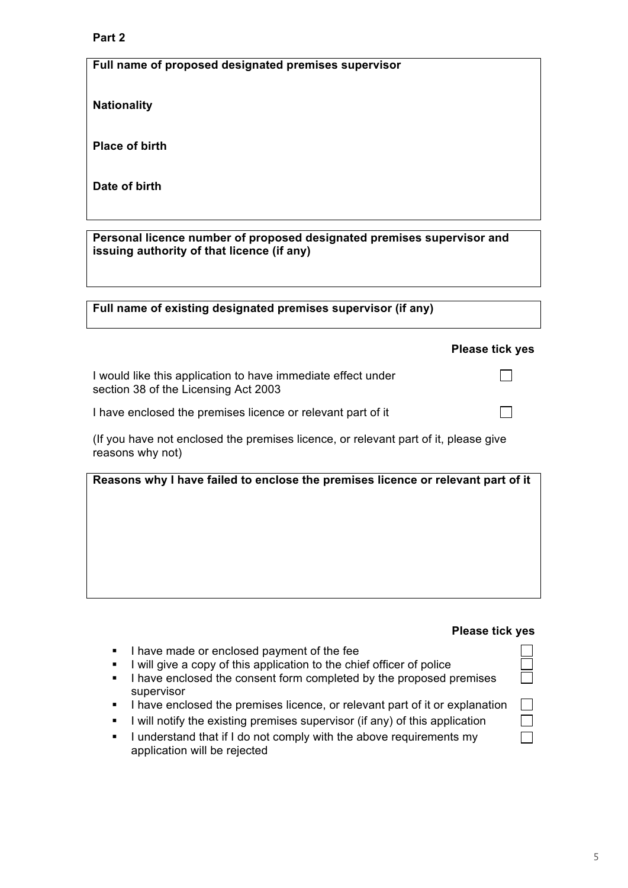**Part 2**

**Full name of proposed designated premises supervisor**

**Nationality**

**Place of birth**

**Date of birth**

**Personal licence number of proposed designated premises supervisor and issuing authority of that licence (if any)**

**Full name of existing designated premises supervisor (if any)**

| | **Please tick yes** |
|---|---|
| I would like this application to have immediate effect under section 38 of the Licensing Act 2003 | ☐ |
| I have enclosed the premises licence or relevant part of it | ☐ |

(If you have not enclosed the premises licence, or relevant part of it, please give reasons why not)

**Reasons why I have failed to enclose the premises licence or relevant part of it**

| | **Please tick yes** |
|---|---|
| ▪ I have made or enclosed payment of the fee | ☐ |
| ▪ I will give a copy of this application to the chief officer of police | ☐ |
| ▪ I have enclosed the consent form completed by the proposed premises supervisor | ☐ |
| ▪ I have enclosed the premises licence, or relevant part of it or explanation | ☐ |
| ▪ I will notify the existing premises supervisor (if any) of this application | ☐ |
| ▪ I understand that if I do not comply with the above requirements my application will be rejected | ☐ |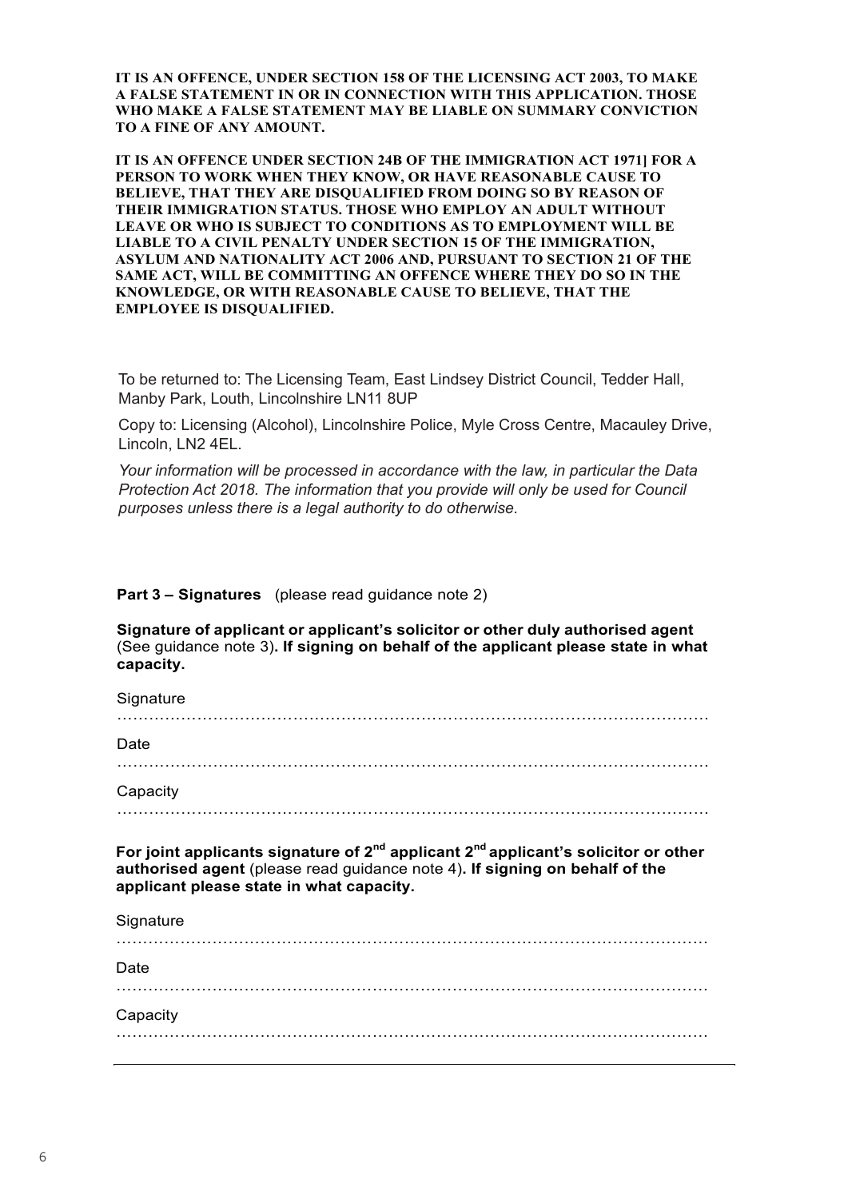**IT IS AN OFFENCE, UNDER SECTION 158 OF THE LICENSING ACT 2003, TO MAKE A FALSE STATEMENT IN OR IN CONNECTION WITH THIS APPLICATION. THOSE WHO MAKE A FALSE STATEMENT MAY BE LIABLE ON SUMMARY CONVICTION TO A FINE OF ANY AMOUNT.**

**IT IS AN OFFENCE UNDER SECTION 24B OF THE IMMIGRATION ACT 1971] FOR A PERSON TO WORK WHEN THEY KNOW, OR HAVE REASONABLE CAUSE TO BELIEVE, THAT THEY ARE DISQUALIFIED FROM DOING SO BY REASON OF THEIR IMMIGRATION STATUS. THOSE WHO EMPLOY AN ADULT WITHOUT LEAVE OR WHO IS SUBJECT TO CONDITIONS AS TO EMPLOYMENT WILL BE LIABLE TO A CIVIL PENALTY UNDER SECTION 15 OF THE IMMIGRATION, ASYLUM AND NATIONALITY ACT 2006 AND, PURSUANT TO SECTION 21 OF THE SAME ACT, WILL BE COMMITTING AN OFFENCE WHERE THEY DO SO IN THE KNOWLEDGE, OR WITH REASONABLE CAUSE TO BELIEVE, THAT THE EMPLOYEE IS DISQUALIFIED.**

To be returned to: The Licensing Team, East Lindsey District Council, Tedder Hall, Manby Park, Louth, Lincolnshire LN11 8UP

Copy to: Licensing (Alcohol), Lincolnshire Police, Myle Cross Centre, Macauley Drive, Lincoln, LN2 4EL.

*Your information will be processed in accordance with the law, in particular the Data Protection Act 2018. The information that you provide will only be used for Council purposes unless there is a legal authority to do otherwise.*

**Part 3 – Signatures** (please read guidance note 2)

**Signature of applicant or applicant's solicitor or other duly authorised agent** (See guidance note 3)**. If signing on behalf of the applicant please state in what capacity.**

Signature

……………………………………………………………………………………………………

Date

……………………………………………………………………………………………………

Capacity

……………………………………………………………………………………………………

**For joint applicants signature of 2nd applicant 2nd applicant's solicitor or other authorised agent** (please read guidance note 4)**. If signing on behalf of the applicant please state in what capacity.**

Signature

……………………………………………………………………………………………………

Date

……………………………………………………………………………………………………

Capacity

……………………………………………………………………………………………………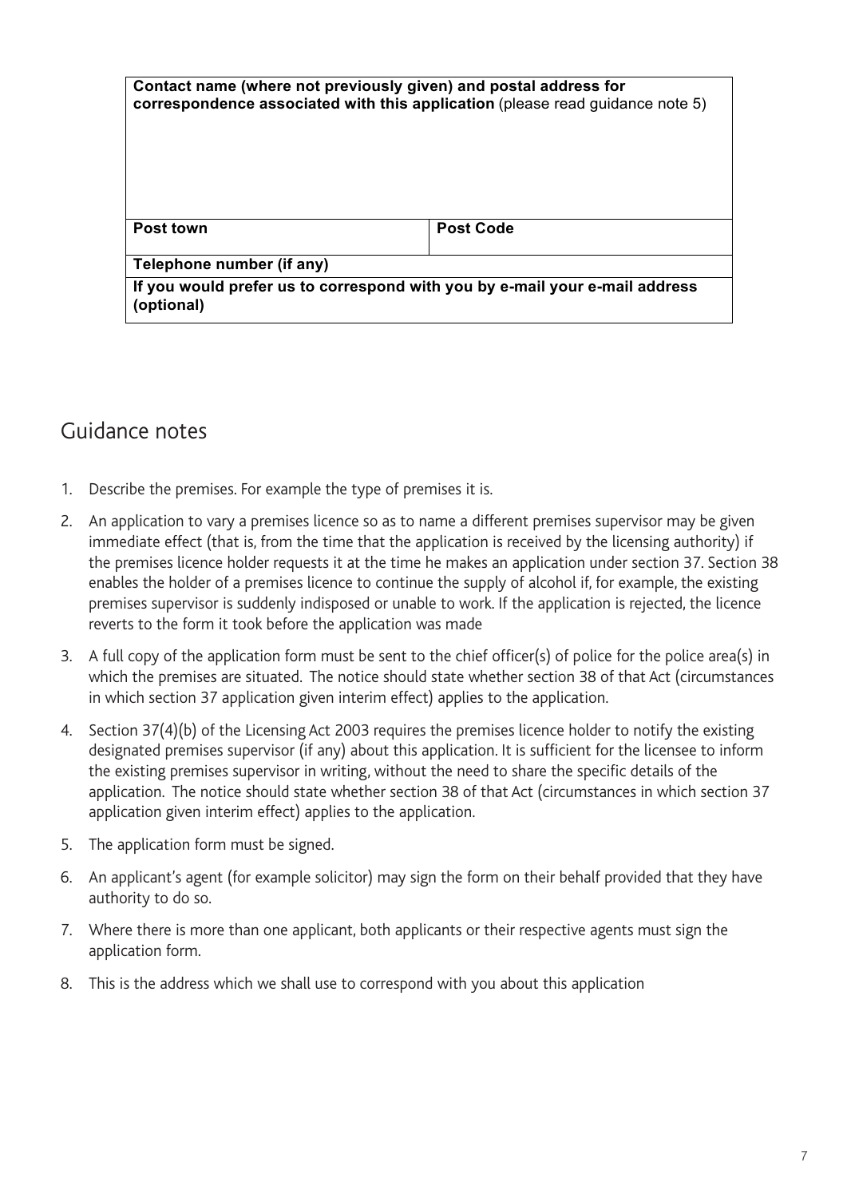| **Contact name (where not previously given) and postal address for correspondence associated with this application** (please read guidance note 5) | |
|---|---|
| | |
| **Post town** | **Post Code** |
| **Telephone number (if any)** | |
| **If you would prefer us to correspond with you by e-mail your e-mail address (optional)** | |

## Guidance notes

1. Describe the premises. For example the type of premises it is.
2. An application to vary a premises licence so as to name a different premises supervisor may be given immediate effect (that is, from the time that the application is received by the licensing authority) if the premises licence holder requests it at the time he makes an application under section 37. Section 38 enables the holder of a premises licence to continue the supply of alcohol if, for example, the existing premises supervisor is suddenly indisposed or unable to work. If the application is rejected, the licence reverts to the form it took before the application was made
3. A full copy of the application form must be sent to the chief officer(s) of police for the police area(s) in which the premises are situated. The notice should state whether section 38 of that Act (circumstances in which section 37 application given interim effect) applies to the application.
4. Section 37(4)(b) of the Licensing Act 2003 requires the premises licence holder to notify the existing designated premises supervisor (if any) about this application. It is sufficient for the licensee to inform the existing premises supervisor in writing, without the need to share the specific details of the application. The notice should state whether section 38 of that Act (circumstances in which section 37 application given interim effect) applies to the application.
5. The application form must be signed.
6. An applicant's agent (for example solicitor) may sign the form on their behalf provided that they have authority to do so.
7. Where there is more than one applicant, both applicants or their respective agents must sign the application form.
8. This is the address which we shall use to correspond with you about this application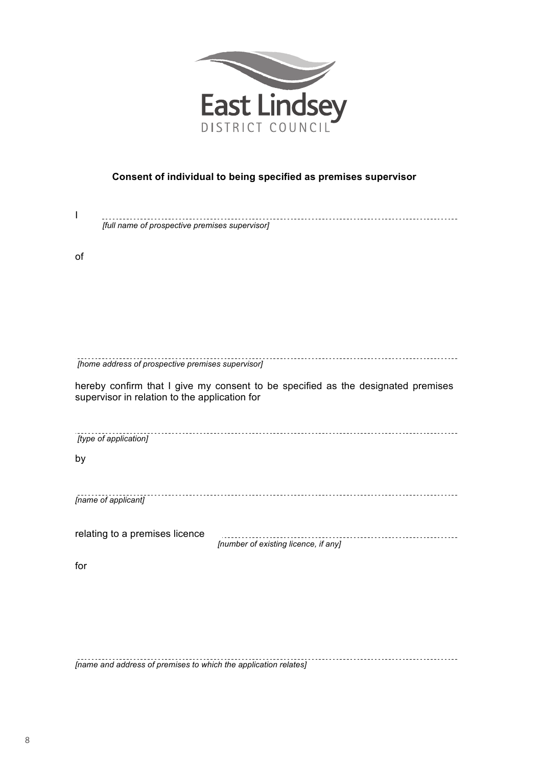East Lindsey DISTRICT COUNCIL

### Consent of individual to being specified as premises supervisor

I ..............................................................................................................
*[full name of prospective premises supervisor]*

of

..............................................................................................................
*[home address of prospective premises supervisor]*

hereby confirm that I give my consent to be specified as the designated premises supervisor in relation to the application for

..............................................................................................................
*[type of application]*

by

..............................................................................................................
*[name of applicant]*

relating to a premises licence ..............................................................................
*[number of existing licence, if any]*

for

..............................................................................................................
*[name and address of premises to which the application relates]*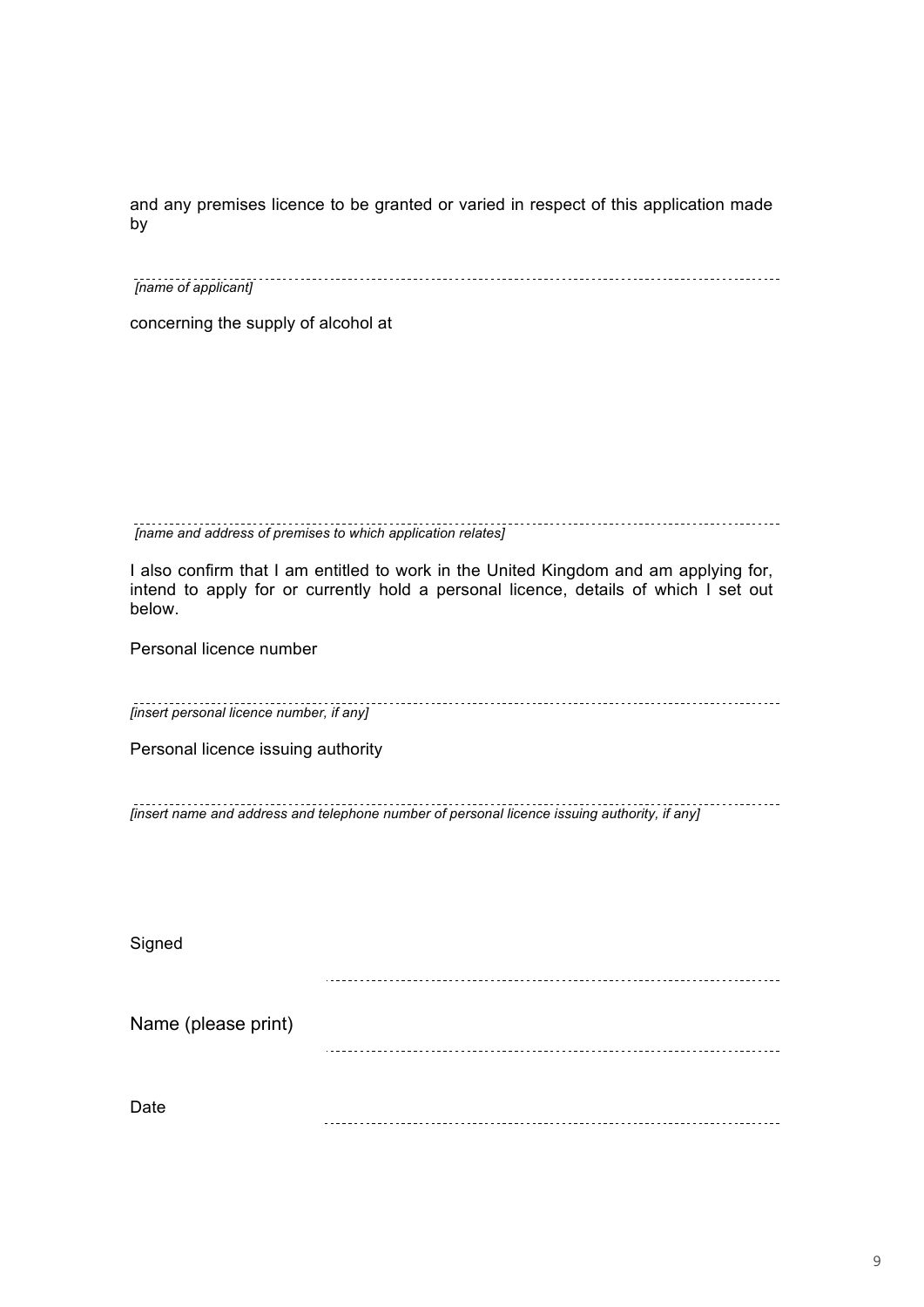and any premises licence to be granted or varied in respect of this application made by

---

*[name of applicant]*

concerning the supply of alcohol at

---

*[name and address of premises to which application relates]*

I also confirm that I am entitled to work in the United Kingdom and am applying for, intend to apply for or currently hold a personal licence, details of which I set out below.

Personal licence number

---

*[insert personal licence number, if any]*

Personal licence issuing authority

---

*[insert name and address and telephone number of personal licence issuing authority, if any]*

Signed ..........................................................................

Name (please print) ..........................................................................

Date ..........................................................................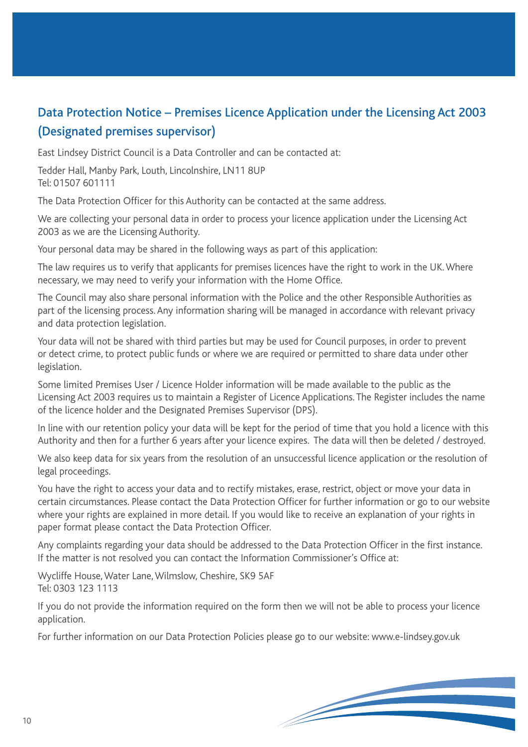## Data Protection Notice – Premises Licence Application under the Licensing Act 2003 (Designated premises supervisor)

East Lindsey District Council is a Data Controller and can be contacted at:

Tedder Hall, Manby Park, Louth, Lincolnshire, LN11 8UP
Tel: 01507 601111

The Data Protection Officer for this Authority can be contacted at the same address.

We are collecting your personal data in order to process your licence application under the Licensing Act 2003 as we are the Licensing Authority.

Your personal data may be shared in the following ways as part of this application:

The law requires us to verify that applicants for premises licences have the right to work in the UK. Where necessary, we may need to verify your information with the Home Office.

The Council may also share personal information with the Police and the other Responsible Authorities as part of the licensing process. Any information sharing will be managed in accordance with relevant privacy and data protection legislation.

Your data will not be shared with third parties but may be used for Council purposes, in order to prevent or detect crime, to protect public funds or where we are required or permitted to share data under other legislation.

Some limited Premises User / Licence Holder information will be made available to the public as the Licensing Act 2003 requires us to maintain a Register of Licence Applications. The Register includes the name of the licence holder and the Designated Premises Supervisor (DPS).

In line with our retention policy your data will be kept for the period of time that you hold a licence with this Authority and then for a further 6 years after your licence expires. The data will then be deleted / destroyed.

We also keep data for six years from the resolution of an unsuccessful licence application or the resolution of legal proceedings.

You have the right to access your data and to rectify mistakes, erase, restrict, object or move your data in certain circumstances. Please contact the Data Protection Officer for further information or go to our website where your rights are explained in more detail. If you would like to receive an explanation of your rights in paper format please contact the Data Protection Officer.

Any complaints regarding your data should be addressed to the Data Protection Officer in the first instance. If the matter is not resolved you can contact the Information Commissioner's Office at:

Wycliffe House, Water Lane, Wilmslow, Cheshire, SK9 5AF
Tel: 0303 123 1113

If you do not provide the information required on the form then we will not be able to process your licence application.

For further information on our Data Protection Policies please go to our website: www.e-lindsey.gov.uk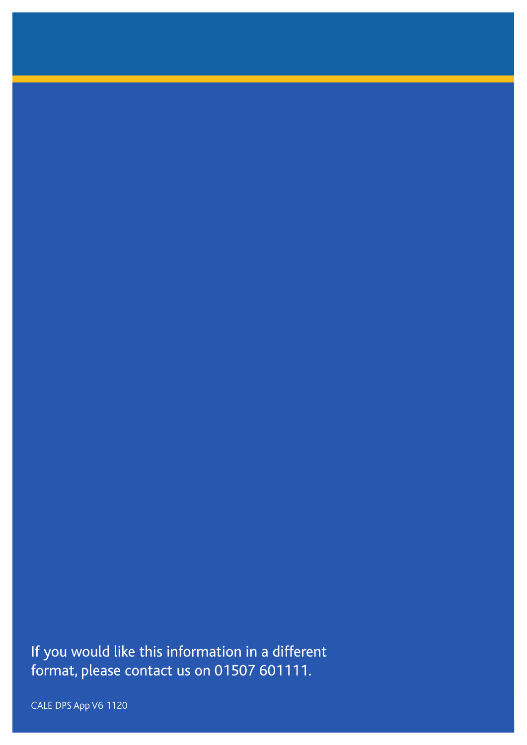If you would like this information in a different format, please contact us on 01507 601111.

CALE DPS App V6 1120